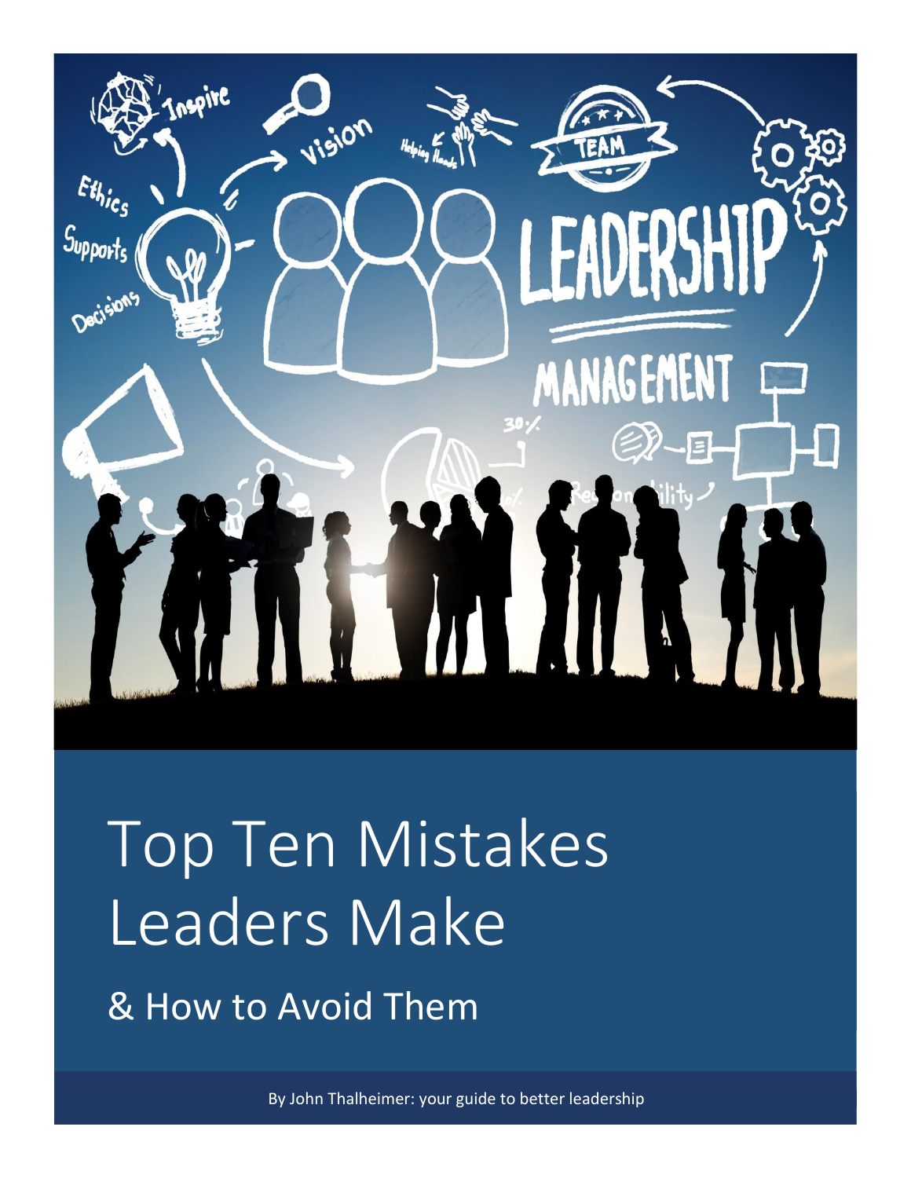# Top Ten Mistakes Leaders Make

## & How to Avoid Them

By John Thalheimer: your guide to better leadership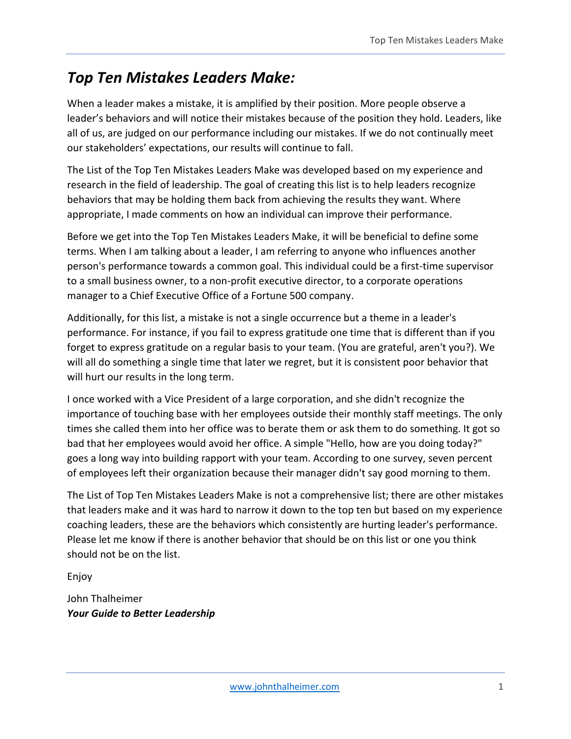# ***Top Ten Mistakes Leaders Make:***

When a leader makes a mistake, it is amplified by their position. More people observe a leader's behaviors and will notice their mistakes because of the position they hold. Leaders, like all of us, are judged on our performance including our mistakes. If we do not continually meet our stakeholders' expectations, our results will continue to fall.

The List of the Top Ten Mistakes Leaders Make was developed based on my experience and research in the field of leadership. The goal of creating this list is to help leaders recognize behaviors that may be holding them back from achieving the results they want. Where appropriate, I made comments on how an individual can improve their performance.

Before we get into the Top Ten Mistakes Leaders Make, it will be beneficial to define some terms. When I am talking about a leader, I am referring to anyone who influences another person's performance towards a common goal. This individual could be a first-time supervisor to a small business owner, to a non-profit executive director, to a corporate operations manager to a Chief Executive Office of a Fortune 500 company.

Additionally, for this list, a mistake is not a single occurrence but a theme in a leader's performance. For instance, if you fail to express gratitude one time that is different than if you forget to express gratitude on a regular basis to your team. (You are grateful, aren't you?). We will all do something a single time that later we regret, but it is consistent poor behavior that will hurt our results in the long term.

I once worked with a Vice President of a large corporation, and she didn't recognize the importance of touching base with her employees outside their monthly staff meetings. The only times she called them into her office was to berate them or ask them to do something. It got so bad that her employees would avoid her office. A simple "Hello, how are you doing today?" goes a long way into building rapport with your team. According to one survey, seven percent of employees left their organization because their manager didn't say good morning to them.

The List of Top Ten Mistakes Leaders Make is not a comprehensive list; there are other mistakes that leaders make and it was hard to narrow it down to the top ten but based on my experience coaching leaders, these are the behaviors which consistently are hurting leader's performance. Please let me know if there is another behavior that should be on this list or one you think should not be on the list.

Enjoy

John Thalheimer
***Your Guide to Better Leadership***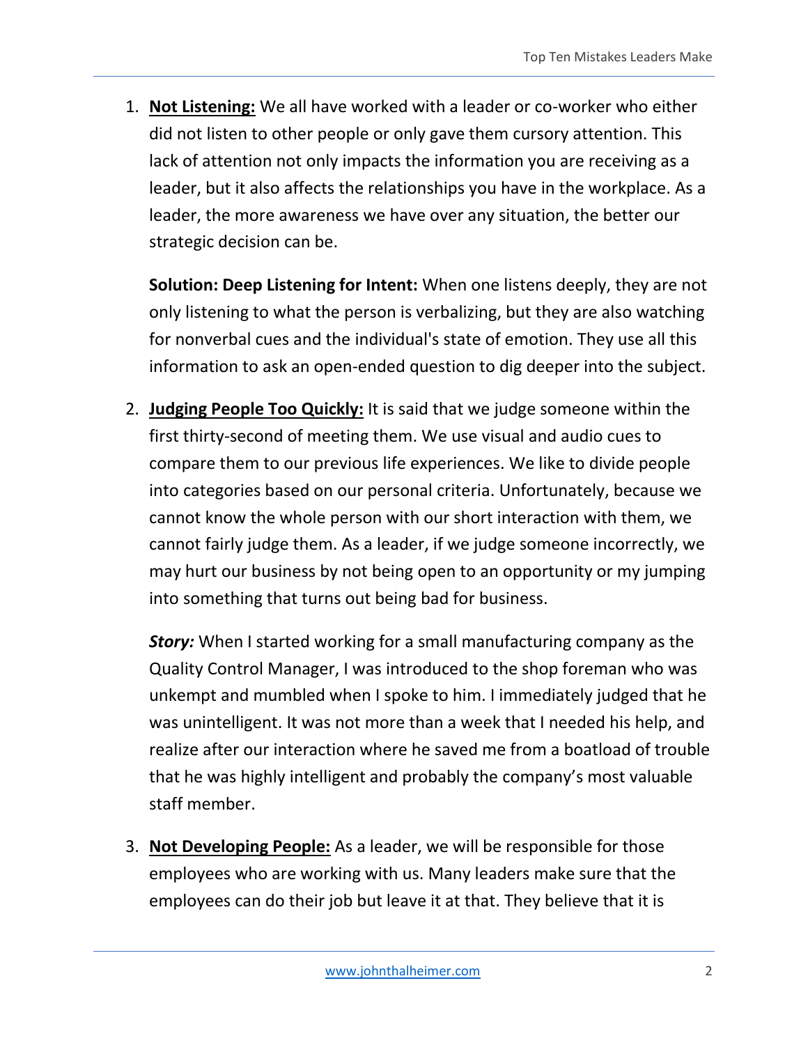1. **<u>Not Listening:</u>** We all have worked with a leader or co-worker who either did not listen to other people or only gave them cursory attention. This lack of attention not only impacts the information you are receiving as a leader, but it also affects the relationships you have in the workplace. As a leader, the more awareness we have over any situation, the better our strategic decision can be.

   **Solution: Deep Listening for Intent:** When one listens deeply, they are not only listening to what the person is verbalizing, but they are also watching for nonverbal cues and the individual's state of emotion. They use all this information to ask an open-ended question to dig deeper into the subject.

2. **<u>Judging People Too Quickly:</u>** It is said that we judge someone within the first thirty-second of meeting them. We use visual and audio cues to compare them to our previous life experiences. We like to divide people into categories based on our personal criteria. Unfortunately, because we cannot know the whole person with our short interaction with them, we cannot fairly judge them. As a leader, if we judge someone incorrectly, we may hurt our business by not being open to an opportunity or my jumping into something that turns out being bad for business.

   ***Story:*** When I started working for a small manufacturing company as the Quality Control Manager, I was introduced to the shop foreman who was unkempt and mumbled when I spoke to him. I immediately judged that he was unintelligent. It was not more than a week that I needed his help, and realize after our interaction where he saved me from a boatload of trouble that he was highly intelligent and probably the company's most valuable staff member.

3. **<u>Not Developing People:</u>** As a leader, we will be responsible for those employees who are working with us. Many leaders make sure that the employees can do their job but leave it at that. They believe that it is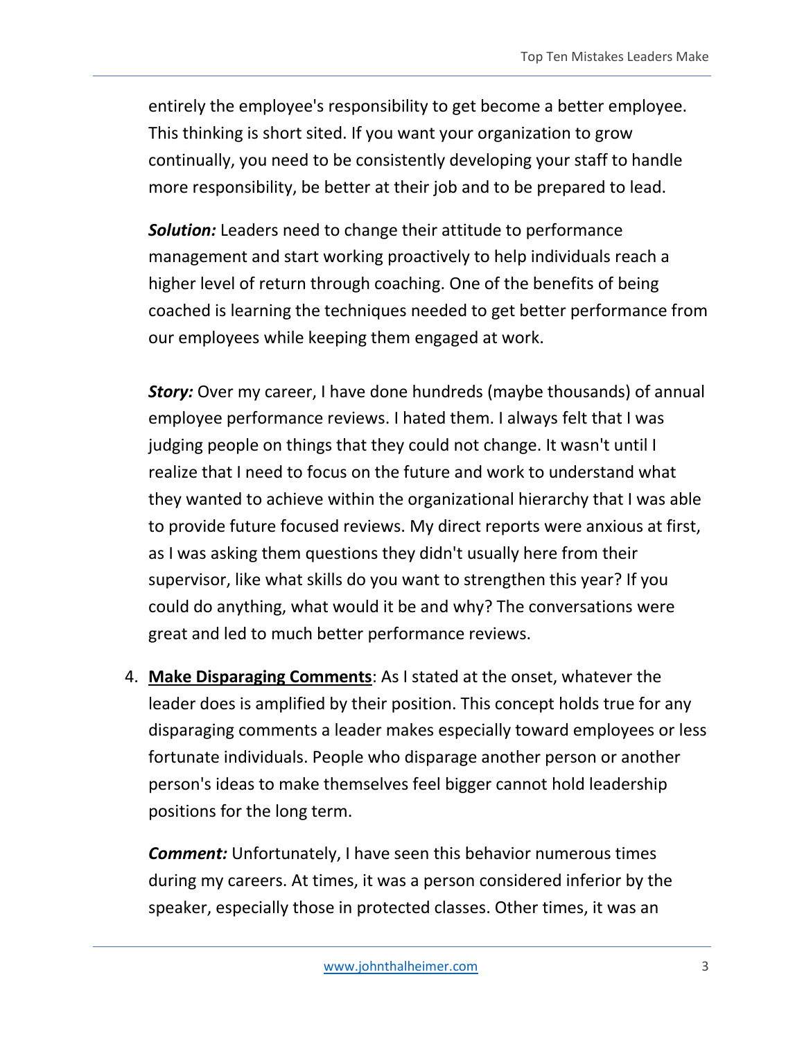entirely the employee's responsibility to get become a better employee. This thinking is short sited. If you want your organization to grow continually, you need to be consistently developing your staff to handle more responsibility, be better at their job and to be prepared to lead.

***Solution:*** Leaders need to change their attitude to performance management and start working proactively to help individuals reach a higher level of return through coaching. One of the benefits of being coached is learning the techniques needed to get better performance from our employees while keeping them engaged at work.

***Story:*** Over my career, I have done hundreds (maybe thousands) of annual employee performance reviews. I hated them. I always felt that I was judging people on things that they could not change. It wasn't until I realize that I need to focus on the future and work to understand what they wanted to achieve within the organizational hierarchy that I was able to provide future focused reviews. My direct reports were anxious at first, as I was asking them questions they didn't usually here from their supervisor, like what skills do you want to strengthen this year? If you could do anything, what would it be and why? The conversations were great and led to much better performance reviews.

4. **Make Disparaging Comments**: As I stated at the onset, whatever the leader does is amplified by their position. This concept holds true for any disparaging comments a leader makes especially toward employees or less fortunate individuals. People who disparage another person or another person's ideas to make themselves feel bigger cannot hold leadership positions for the long term.

   ***Comment:*** Unfortunately, I have seen this behavior numerous times during my careers. At times, it was a person considered inferior by the speaker, especially those in protected classes. Other times, it was an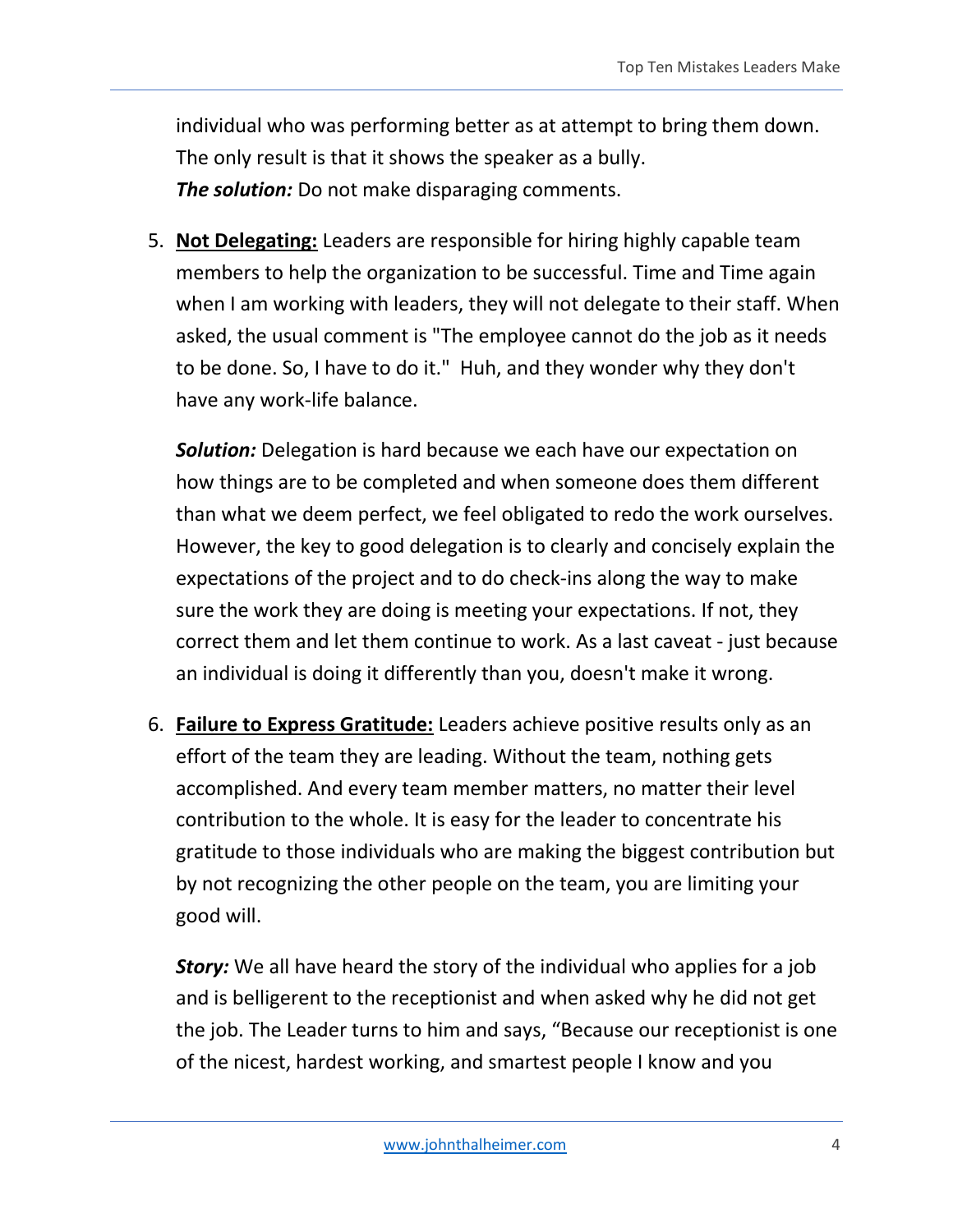individual who was performing better as at attempt to bring them down. The only result is that it shows the speaker as a bully.
***The solution:*** Do not make disparaging comments.

5. **Not Delegating:** Leaders are responsible for hiring highly capable team members to help the organization to be successful. Time and Time again when I am working with leaders, they will not delegate to their staff. When asked, the usual comment is "The employee cannot do the job as it needs to be done. So, I have to do it."  Huh, and they wonder why they don't have any work-life balance.

   ***Solution:*** Delegation is hard because we each have our expectation on how things are to be completed and when someone does them different than what we deem perfect, we feel obligated to redo the work ourselves. However, the key to good delegation is to clearly and concisely explain the expectations of the project and to do check-ins along the way to make sure the work they are doing is meeting your expectations. If not, they correct them and let them continue to work. As a last caveat - just because an individual is doing it differently than you, doesn't make it wrong.

6. **Failure to Express Gratitude:** Leaders achieve positive results only as an effort of the team they are leading. Without the team, nothing gets accomplished. And every team member matters, no matter their level contribution to the whole. It is easy for the leader to concentrate his gratitude to those individuals who are making the biggest contribution but by not recognizing the other people on the team, you are limiting your good will.

   ***Story:*** We all have heard the story of the individual who applies for a job and is belligerent to the receptionist and when asked why he did not get the job. The Leader turns to him and says, "Because our receptionist is one of the nicest, hardest working, and smartest people I know and you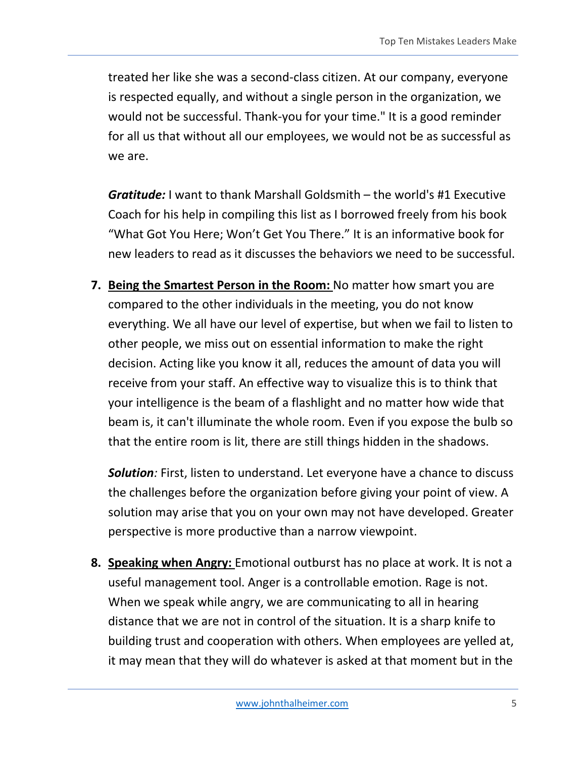treated her like she was a second-class citizen. At our company, everyone is respected equally, and without a single person in the organization, we would not be successful. Thank-you for your time." It is a good reminder for all us that without all our employees, we would not be as successful as we are.

***Gratitude:*** I want to thank Marshall Goldsmith – the world's #1 Executive Coach for his help in compiling this list as I borrowed freely from his book "What Got You Here; Won't Get You There." It is an informative book for new leaders to read as it discusses the behaviors we need to be successful.

7. **Being the Smartest Person in the Room:** No matter how smart you are compared to the other individuals in the meeting, you do not know everything. We all have our level of expertise, but when we fail to listen to other people, we miss out on essential information to make the right decision. Acting like you know it all, reduces the amount of data you will receive from your staff. An effective way to visualize this is to think that your intelligence is the beam of a flashlight and no matter how wide that beam is, it can't illuminate the whole room. Even if you expose the bulb so that the entire room is lit, there are still things hidden in the shadows.

   ***Solution**:* First, listen to understand. Let everyone have a chance to discuss the challenges before the organization before giving your point of view. A solution may arise that you on your own may not have developed. Greater perspective is more productive than a narrow viewpoint.

8. **Speaking when Angry:** Emotional outburst has no place at work. It is not a useful management tool. Anger is a controllable emotion. Rage is not. When we speak while angry, we are communicating to all in hearing distance that we are not in control of the situation. It is a sharp knife to building trust and cooperation with others. When employees are yelled at, it may mean that they will do whatever is asked at that moment but in the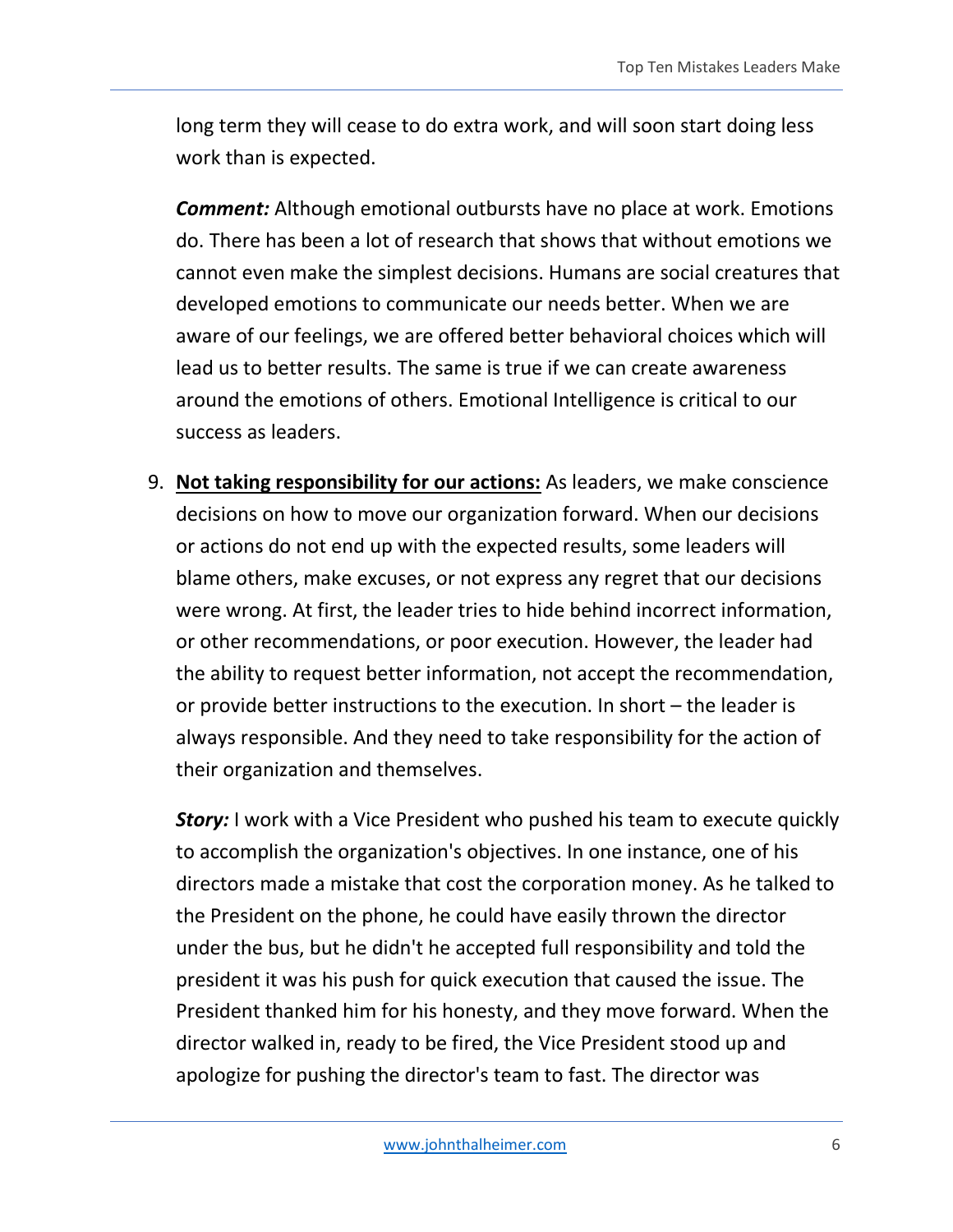long term they will cease to do extra work, and will soon start doing less work than is expected.

***Comment:*** Although emotional outbursts have no place at work. Emotions do. There has been a lot of research that shows that without emotions we cannot even make the simplest decisions. Humans are social creatures that developed emotions to communicate our needs better. When we are aware of our feelings, we are offered better behavioral choices which will lead us to better results. The same is true if we can create awareness around the emotions of others. Emotional Intelligence is critical to our success as leaders.

9. **<u>Not taking responsibility for our actions:</u>** As leaders, we make conscience decisions on how to move our organization forward. When our decisions or actions do not end up with the expected results, some leaders will blame others, make excuses, or not express any regret that our decisions were wrong. At first, the leader tries to hide behind incorrect information, or other recommendations, or poor execution. However, the leader had the ability to request better information, not accept the recommendation, or provide better instructions to the execution. In short – the leader is always responsible. And they need to take responsibility for the action of their organization and themselves.

   ***Story:*** I work with a Vice President who pushed his team to execute quickly to accomplish the organization's objectives. In one instance, one of his directors made a mistake that cost the corporation money. As he talked to the President on the phone, he could have easily thrown the director under the bus, but he didn't he accepted full responsibility and told the president it was his push for quick execution that caused the issue. The President thanked him for his honesty, and they move forward. When the director walked in, ready to be fired, the Vice President stood up and apologize for pushing the director's team to fast. The director was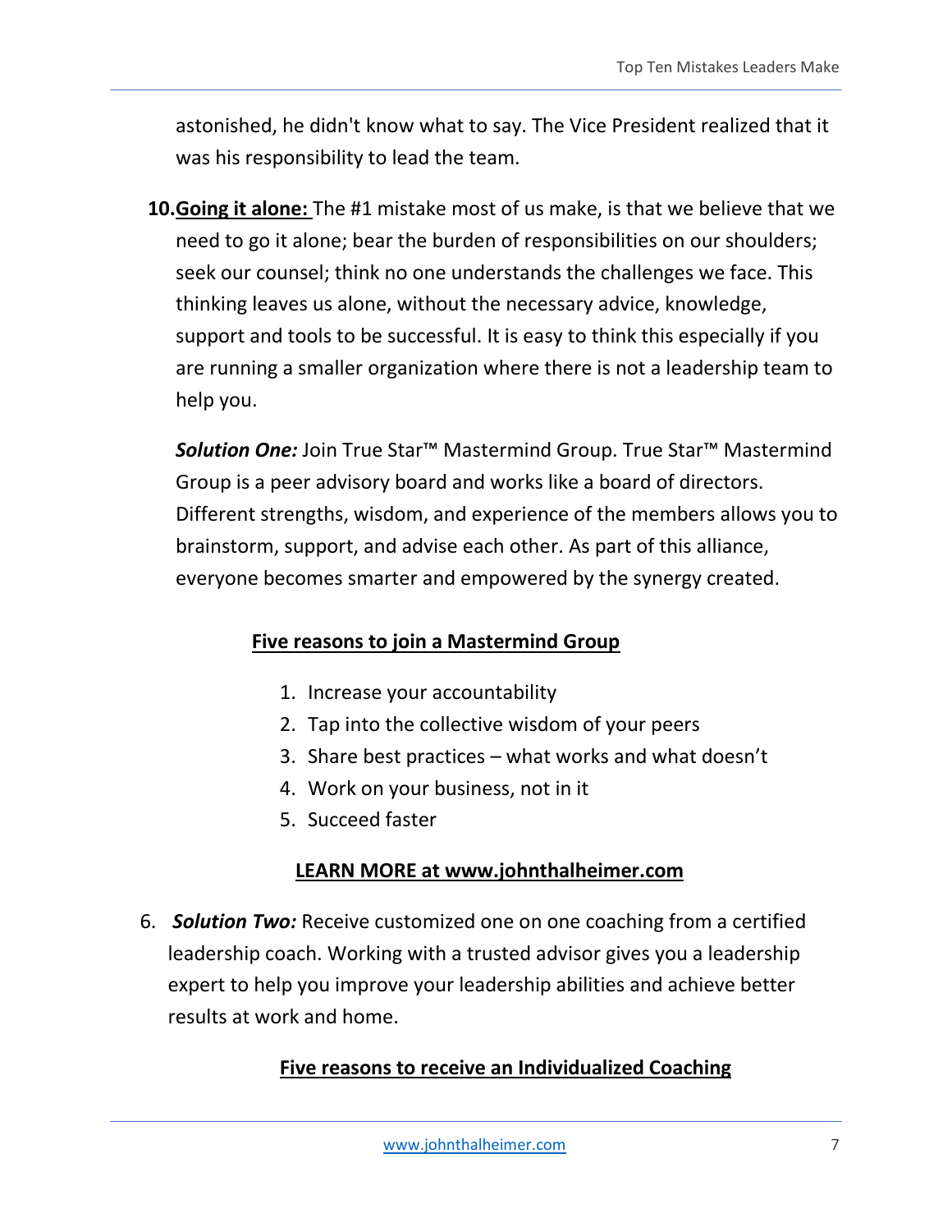astonished, he didn't know what to say. The Vice President realized that it was his responsibility to lead the team.

10. **Going it alone:** The #1 mistake most of us make, is that we believe that we need to go it alone; bear the burden of responsibilities on our shoulders; seek our counsel; think no one understands the challenges we face. This thinking leaves us alone, without the necessary advice, knowledge, support and tools to be successful. It is easy to think this especially if you are running a smaller organization where there is not a leadership team to help you.

    ***Solution One:*** Join True Star™ Mastermind Group. True Star™ Mastermind Group is a peer advisory board and works like a board of directors. Different strengths, wisdom, and experience of the members allows you to brainstorm, support, and advise each other. As part of this alliance, everyone becomes smarter and empowered by the synergy created.

**Five reasons to join a Mastermind Group**

1. Increase your accountability
2. Tap into the collective wisdom of your peers
3. Share best practices – what works and what doesn't
4. Work on your business, not in it
5. Succeed faster

**LEARN MORE at www.johnthalheimer.com**

6. ***Solution Two:*** Receive customized one on one coaching from a certified leadership coach. Working with a trusted advisor gives you a leadership expert to help you improve your leadership abilities and achieve better results at work and home.

**Five reasons to receive an Individualized Coaching**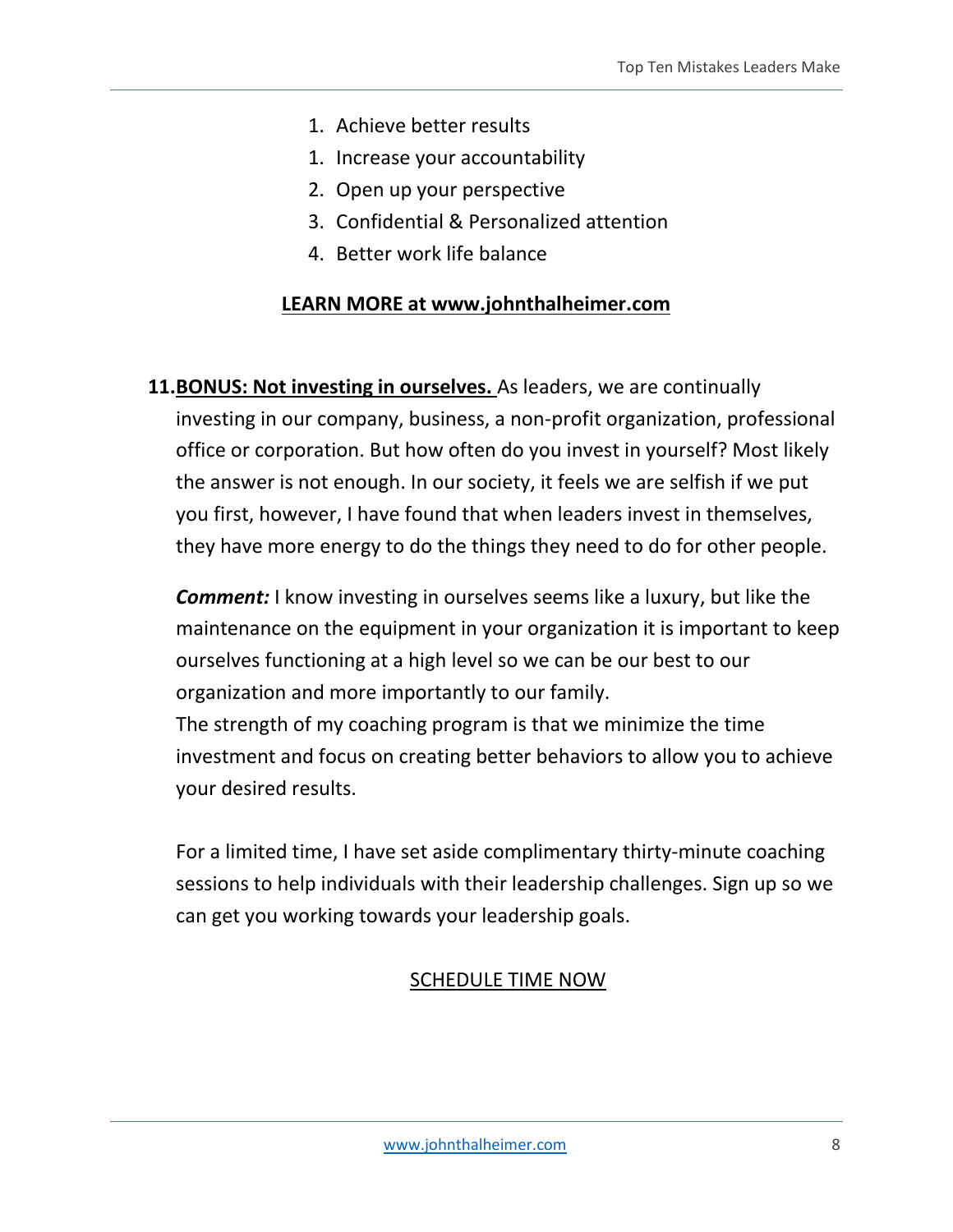1. Achieve better results
1. Increase your accountability
2. Open up your perspective
3. Confidential & Personalized attention
4. Better work life balance

**LEARN MORE at www.johnthalheimer.com**

11. **BONUS: Not investing in ourselves.** As leaders, we are continually investing in our company, business, a non-profit organization, professional office or corporation. But how often do you invest in yourself? Most likely the answer is not enough. In our society, it feels we are selfish if we put you first, however, I have found that when leaders invest in themselves, they have more energy to do the things they need to do for other people.

    ***Comment:*** I know investing in ourselves seems like a luxury, but like the maintenance on the equipment in your organization it is important to keep ourselves functioning at a high level so we can be our best to our organization and more importantly to our family.
    The strength of my coaching program is that we minimize the time investment and focus on creating better behaviors to allow you to achieve your desired results.

    For a limited time, I have set aside complimentary thirty-minute coaching sessions to help individuals with their leadership challenges. Sign up so we can get you working towards your leadership goals.

SCHEDULE TIME NOW